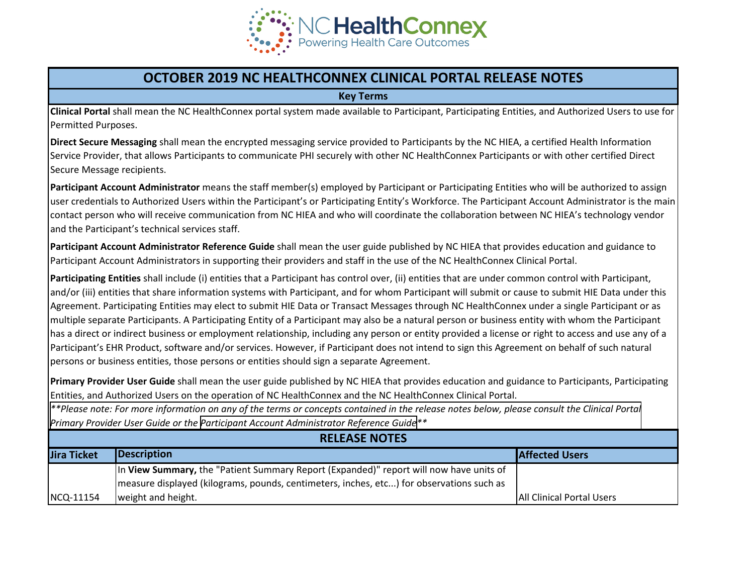# OCTOBER 2019 NC HEALTHCONNEX CLINICAL PORTAL RELEASE NOTES

## Key Terms

**Clinical Portal** shall mean the NC HealthConnex portal system made available to Participant, Participating Entities, and Authorized Users to use for Permitted Purposes.

**Direct Secure Messaging** shall mean the encrypted messaging service provided to Participants by the NC HIEA, a certified Health Information Service Provider, that allows Participants to communicate PHI securely with other NC HealthConnex Participants or with other certified Direct Secure Message recipients.

**Participant Account Administrator** means the staff member(s) employed by Participant or Participating Entities who will be authorized to assign user credentials to Authorized Users within the Participant's or Participating Entity's Workforce. The Participant Account Administrator is the main contact person who will receive communication from NC HIEA and who will coordinate the collaboration between NC HIEA's technology vendor and the Participant's technical services staff.

**Participant Account Administrator Reference Guide** shall mean the user guide published by NC HIEA that provides education and guidance to Participant Account Administrators in supporting their providers and staff in the use of the NC HealthConnex Clinical Portal.

**Participating Entities** shall include (i) entities that a Participant has control over, (ii) entities that are under common control with Participant, and/or (iii) entities that share information systems with Participant, and for whom Participant will submit or cause to submit HIE Data under this Agreement. Participating Entities may elect to submit HIE Data or Transact Messages through NC HealthConnex under a single Participant or as multiple separate Participants. A Participating Entity of a Participant may also be a natural person or business entity with whom the Participant has a direct or indirect business or employment relationship, including any person or entity provided a license or right to access and use any of a Participant's EHR Product, software and/or services. However, if Participant does not intend to sign this Agreement on behalf of such natural persons or business entities, those persons or entities should sign a separate Agreement.

**Primary Provider User Guide** shall mean the user guide published by NC HIEA that provides education and guidance to Participants, Participating Entities, and Authorized Users on the operation of NC HealthConnex and the NC HealthConnex Clinical Portal.

*\*\*Please note: For more information on any of the terms or concepts contained in the release notes below, please consult the Clinical Portal Primary Provider User Guide or the Participant Account Administrator Reference Guide\*\**

## RELEASE NOTES

| Jira Ticket | Description | Affected Users |
|---|---|---|
| NCQ-11154 | In **View Summary,** the "Patient Summary Report (Expanded)" report will now have units of measure displayed (kilograms, pounds, centimeters, inches, etc...) for observations such as weight and height. | All Clinical Portal Users |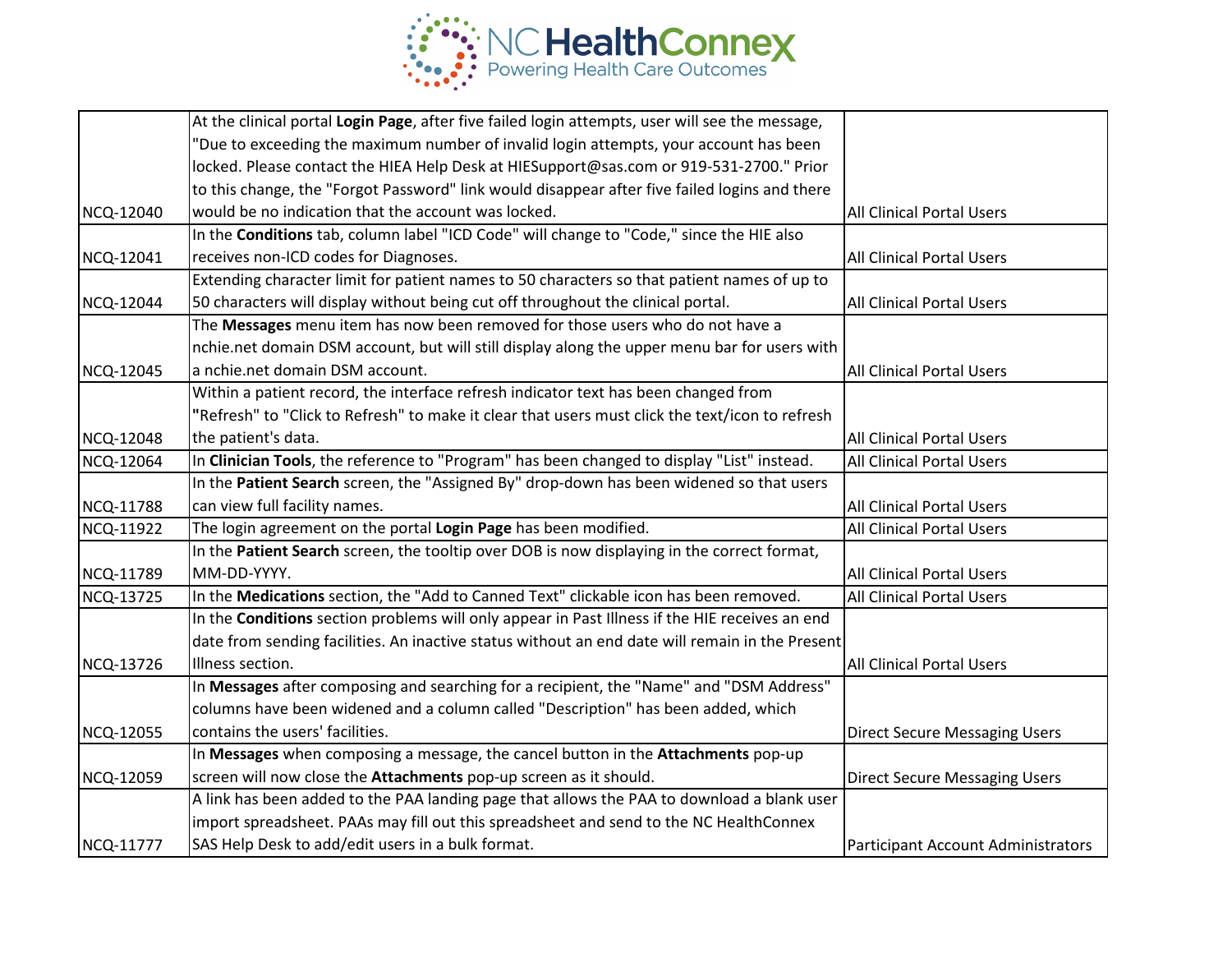| | | |
|---|---|---|
| NCQ-12040 | At the clinical portal **Login Page**, after five failed login attempts, user will see the message, "Due to exceeding the maximum number of invalid login attempts, your account has been locked. Please contact the HIEA Help Desk at HIESupport@sas.com or 919-531-2700." Prior to this change, the "Forgot Password" link would disappear after five failed logins and there would be no indication that the account was locked. | All Clinical Portal Users |
| NCQ-12041 | In the **Conditions** tab, column label "ICD Code" will change to "Code," since the HIE also receives non-ICD codes for Diagnoses. | All Clinical Portal Users |
| NCQ-12044 | Extending character limit for patient names to 50 characters so that patient names of up to 50 characters will display without being cut off throughout the clinical portal. | All Clinical Portal Users |
| NCQ-12045 | The **Messages** menu item has now been removed for those users who do not have a nchie.net domain DSM account, but will still display along the upper menu bar for users with a nchie.net domain DSM account. | All Clinical Portal Users |
| NCQ-12048 | Within a patient record, the interface refresh indicator text has been changed from "Refresh" to "Click to Refresh" to make it clear that users must click the text/icon to refresh the patient's data. | All Clinical Portal Users |
| NCQ-12064 | In **Clinician Tools**, the reference to "Program" has been changed to display "List" instead. | All Clinical Portal Users |
| NCQ-11788 | In the **Patient Search** screen, the "Assigned By" drop-down has been widened so that users can view full facility names. | All Clinical Portal Users |
| NCQ-11922 | The login agreement on the portal **Login Page** has been modified. | All Clinical Portal Users |
| NCQ-11789 | In the **Patient Search** screen, the tooltip over DOB is now displaying in the correct format, MM-DD-YYYY. | All Clinical Portal Users |
| NCQ-13725 | In the **Medications** section, the "Add to Canned Text" clickable icon has been removed. | All Clinical Portal Users |
| NCQ-13726 | In the **Conditions** section problems will only appear in Past Illness if the HIE receives an end date from sending facilities. An inactive status without an end date will remain in the Present Illness section. | All Clinical Portal Users |
| NCQ-12055 | In **Messages** after composing and searching for a recipient, the "Name" and "DSM Address" columns have been widened and a column called "Description" has been added, which contains the users' facilities. | Direct Secure Messaging Users |
| NCQ-12059 | In **Messages** when composing a message, the cancel button in the **Attachments** pop-up screen will now close the **Attachments** pop-up screen as it should. | Direct Secure Messaging Users |
| NCQ-11777 | A link has been added to the PAA landing page that allows the PAA to download a blank user import spreadsheet. PAAs may fill out this spreadsheet and send to the NC HealthConnex SAS Help Desk to add/edit users in a bulk format. | Participant Account Administrators |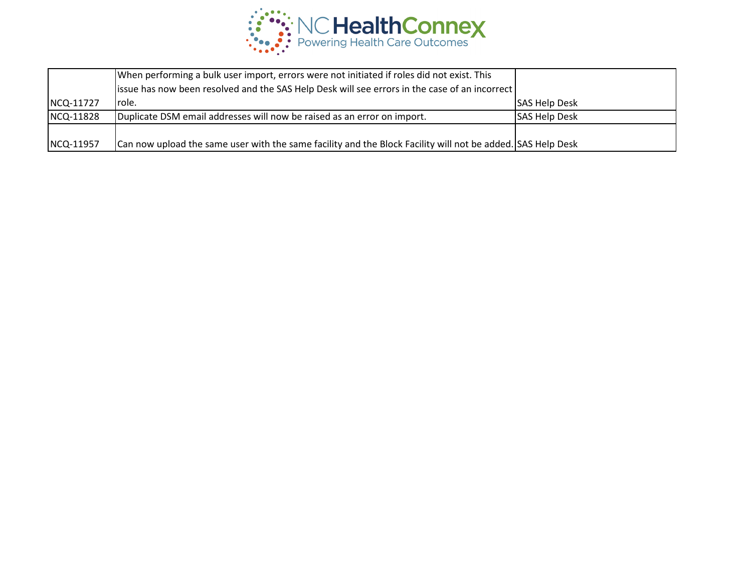| | | |
|---|---|---|
| NCQ-11727 | When performing a bulk user import, errors were not initiated if roles did not exist. This issue has now been resolved and the SAS Help Desk will see errors in the case of an incorrect role. | SAS Help Desk |
| NCQ-11828 | Duplicate DSM email addresses will now be raised as an error on import. | SAS Help Desk |
| NCQ-11957 | Can now upload the same user with the same facility and the Block Facility will not be added. | SAS Help Desk |